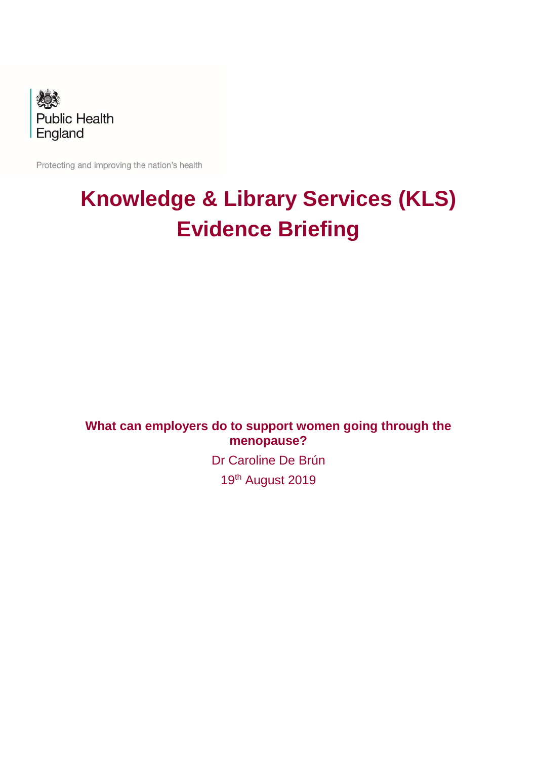Public Health England

Protecting and improving the nation's health

# Knowledge & Library Services (KLS) Evidence Briefing

**What can employers do to support women going through the menopause?**

Dr Caroline De Brún

19th August 2019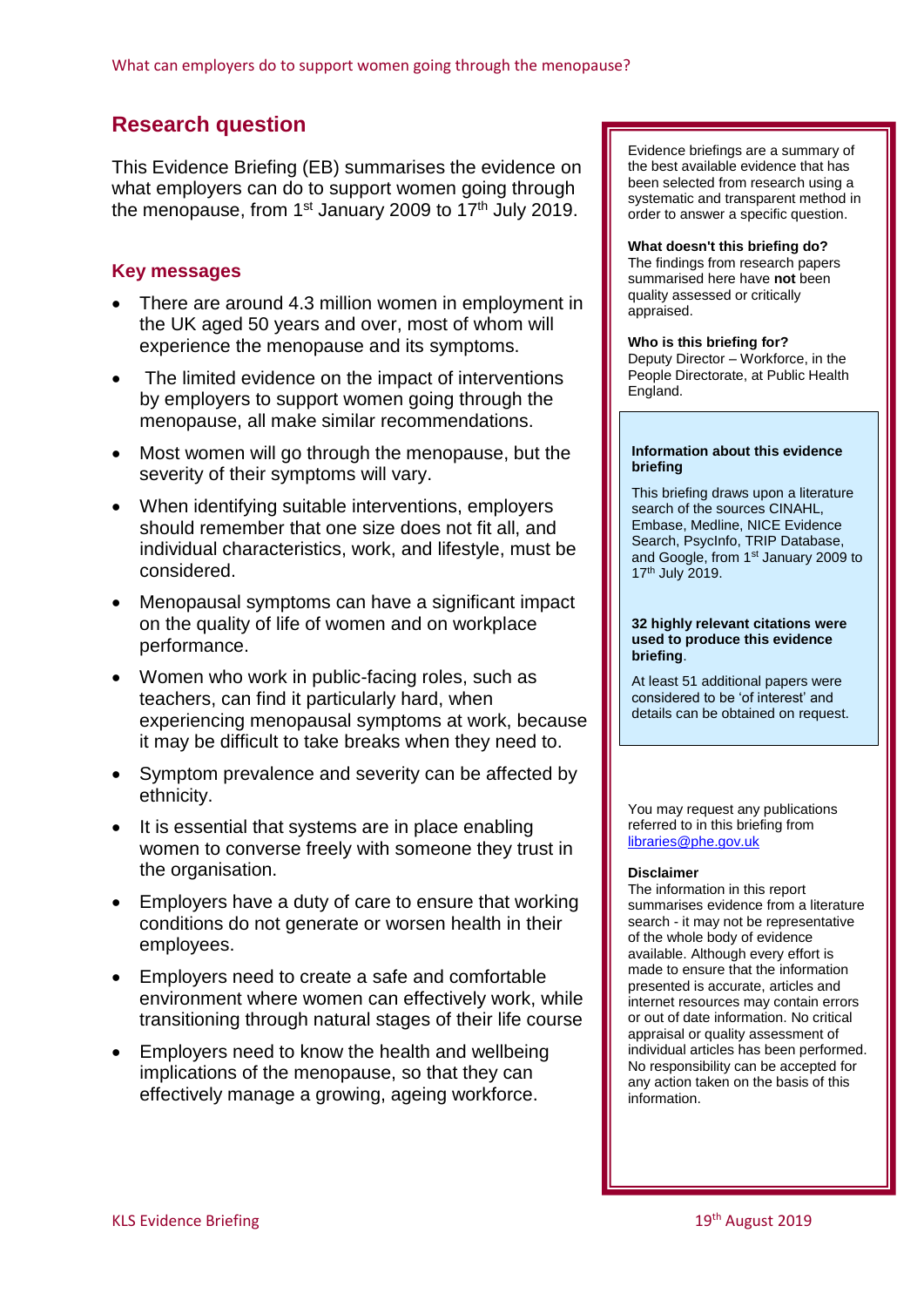## Research question

This Evidence Briefing (EB) summarises the evidence on what employers can do to support women going through the menopause, from 1st January 2009 to 17th July 2019.

### Key messages

- There are around 4.3 million women in employment in the UK aged 50 years and over, most of whom will experience the menopause and its symptoms.
- The limited evidence on the impact of interventions by employers to support women going through the menopause, all make similar recommendations.
- Most women will go through the menopause, but the severity of their symptoms will vary.
- When identifying suitable interventions, employers should remember that one size does not fit all, and individual characteristics, work, and lifestyle, must be considered.
- Menopausal symptoms can have a significant impact on the quality of life of women and on workplace performance.
- Women who work in public-facing roles, such as teachers, can find it particularly hard, when experiencing menopausal symptoms at work, because it may be difficult to take breaks when they need to.
- Symptom prevalence and severity can be affected by ethnicity.
- It is essential that systems are in place enabling women to converse freely with someone they trust in the organisation.
- Employers have a duty of care to ensure that working conditions do not generate or worsen health in their employees.
- Employers need to create a safe and comfortable environment where women can effectively work, while transitioning through natural stages of their life course
- Employers need to know the health and wellbeing implications of the menopause, so that they can effectively manage a growing, ageing workforce.

Evidence briefings are a summary of the best available evidence that has been selected from research using a systematic and transparent method in order to answer a specific question.

**What doesn't this briefing do?**
The findings from research papers summarised here have **not** been quality assessed or critically appraised.

**Who is this briefing for?**
Deputy Director – Workforce, in the People Directorate, at Public Health England.

**Information about this evidence briefing**

This briefing draws upon a literature search of the sources CINAHL, Embase, Medline, NICE Evidence Search, PsycInfo, TRIP Database, and Google, from 1st January 2009 to 17th July 2019.

**32 highly relevant citations were used to produce this evidence briefing**.

At least 51 additional papers were considered to be 'of interest' and details can be obtained on request.

You may request any publications referred to in this briefing from libraries@phe.gov.uk

**Disclaimer**
The information in this report summarises evidence from a literature search - it may not be representative of the whole body of evidence available. Although every effort is made to ensure that the information presented is accurate, articles and internet resources may contain errors or out of date information. No critical appraisal or quality assessment of individual articles has been performed. No responsibility can be accepted for any action taken on the basis of this information.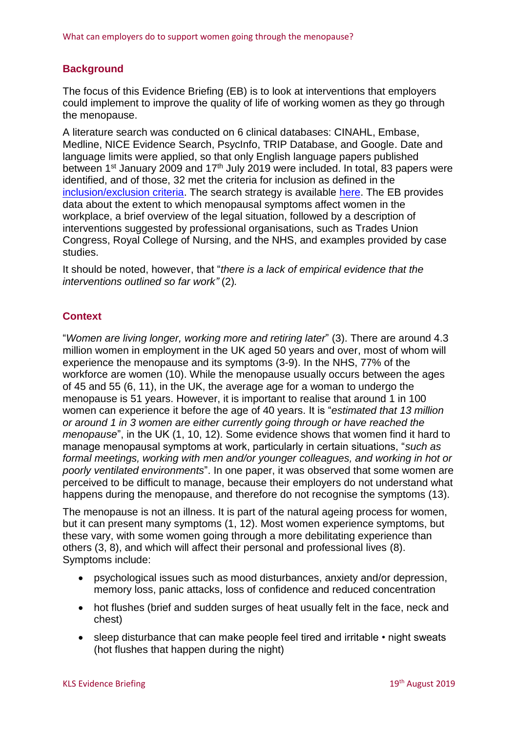## Background

The focus of this Evidence Briefing (EB) is to look at interventions that employers could implement to improve the quality of life of working women as they go through the menopause.

A literature search was conducted on 6 clinical databases: CINAHL, Embase, Medline, NICE Evidence Search, PsycInfo, TRIP Database, and Google. Date and language limits were applied, so that only English language papers published between 1st January 2009 and 17th July 2019 were included. In total, 83 papers were identified, and of those, 32 met the criteria for inclusion as defined in the inclusion/exclusion criteria. The search strategy is available here. The EB provides data about the extent to which menopausal symptoms affect women in the workplace, a brief overview of the legal situation, followed by a description of interventions suggested by professional organisations, such as Trades Union Congress, Royal College of Nursing, and the NHS, and examples provided by case studies.

It should be noted, however, that "*there is a lack of empirical evidence that the interventions outlined so far work"* (2)*.*

## Context

"*Women are living longer, working more and retiring later*" (3). There are around 4.3 million women in employment in the UK aged 50 years and over, most of whom will experience the menopause and its symptoms (3-9). In the NHS, 77% of the workforce are women (10). While the menopause usually occurs between the ages of 45 and 55 (6, 11), in the UK, the average age for a woman to undergo the menopause is 51 years. However, it is important to realise that around 1 in 100 women can experience it before the age of 40 years. It is "*estimated that 13 million or around 1 in 3 women are either currently going through or have reached the menopause*", in the UK (1, 10, 12). Some evidence shows that women find it hard to manage menopausal symptoms at work, particularly in certain situations, "*such as formal meetings, working with men and/or younger colleagues, and working in hot or poorly ventilated environments*". In one paper, it was observed that some women are perceived to be difficult to manage, because their employers do not understand what happens during the menopause, and therefore do not recognise the symptoms (13).

The menopause is not an illness. It is part of the natural ageing process for women, but it can present many symptoms (1, 12). Most women experience symptoms, but these vary, with some women going through a more debilitating experience than others (3, 8), and which will affect their personal and professional lives (8). Symptoms include:

- psychological issues such as mood disturbances, anxiety and/or depression, memory loss, panic attacks, loss of confidence and reduced concentration
- hot flushes (brief and sudden surges of heat usually felt in the face, neck and chest)
- sleep disturbance that can make people feel tired and irritable • night sweats (hot flushes that happen during the night)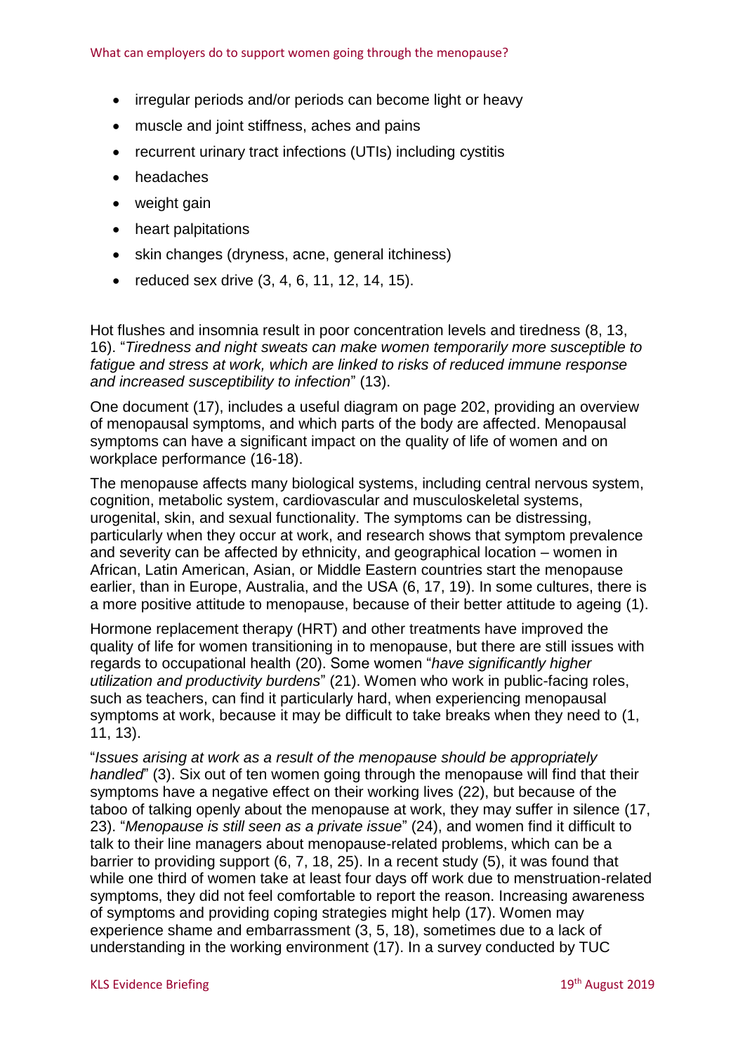- irregular periods and/or periods can become light or heavy
- muscle and joint stiffness, aches and pains
- recurrent urinary tract infections (UTIs) including cystitis
- headaches
- weight gain
- heart palpitations
- skin changes (dryness, acne, general itchiness)
- reduced sex drive (3, 4, 6, 11, 12, 14, 15).

Hot flushes and insomnia result in poor concentration levels and tiredness (8, 13, 16). "*Tiredness and night sweats can make women temporarily more susceptible to fatigue and stress at work, which are linked to risks of reduced immune response and increased susceptibility to infection*" (13).

One document (17), includes a useful diagram on page 202, providing an overview of menopausal symptoms, and which parts of the body are affected. Menopausal symptoms can have a significant impact on the quality of life of women and on workplace performance (16-18).

The menopause affects many biological systems, including central nervous system, cognition, metabolic system, cardiovascular and musculoskeletal systems, urogenital, skin, and sexual functionality. The symptoms can be distressing, particularly when they occur at work, and research shows that symptom prevalence and severity can be affected by ethnicity, and geographical location – women in African, Latin American, Asian, or Middle Eastern countries start the menopause earlier, than in Europe, Australia, and the USA (6, 17, 19). In some cultures, there is a more positive attitude to menopause, because of their better attitude to ageing (1).

Hormone replacement therapy (HRT) and other treatments have improved the quality of life for women transitioning in to menopause, but there are still issues with regards to occupational health (20). Some women "*have significantly higher utilization and productivity burdens*" (21). Women who work in public-facing roles, such as teachers, can find it particularly hard, when experiencing menopausal symptoms at work, because it may be difficult to take breaks when they need to (1, 11, 13).

"*Issues arising at work as a result of the menopause should be appropriately handled*" (3). Six out of ten women going through the menopause will find that their symptoms have a negative effect on their working lives (22), but because of the taboo of talking openly about the menopause at work, they may suffer in silence (17, 23). "*Menopause is still seen as a private issue*" (24), and women find it difficult to talk to their line managers about menopause-related problems, which can be a barrier to providing support (6, 7, 18, 25). In a recent study (5), it was found that while one third of women take at least four days off work due to menstruation-related symptoms, they did not feel comfortable to report the reason. Increasing awareness of symptoms and providing coping strategies might help (17). Women may experience shame and embarrassment (3, 5, 18), sometimes due to a lack of understanding in the working environment (17). In a survey conducted by TUC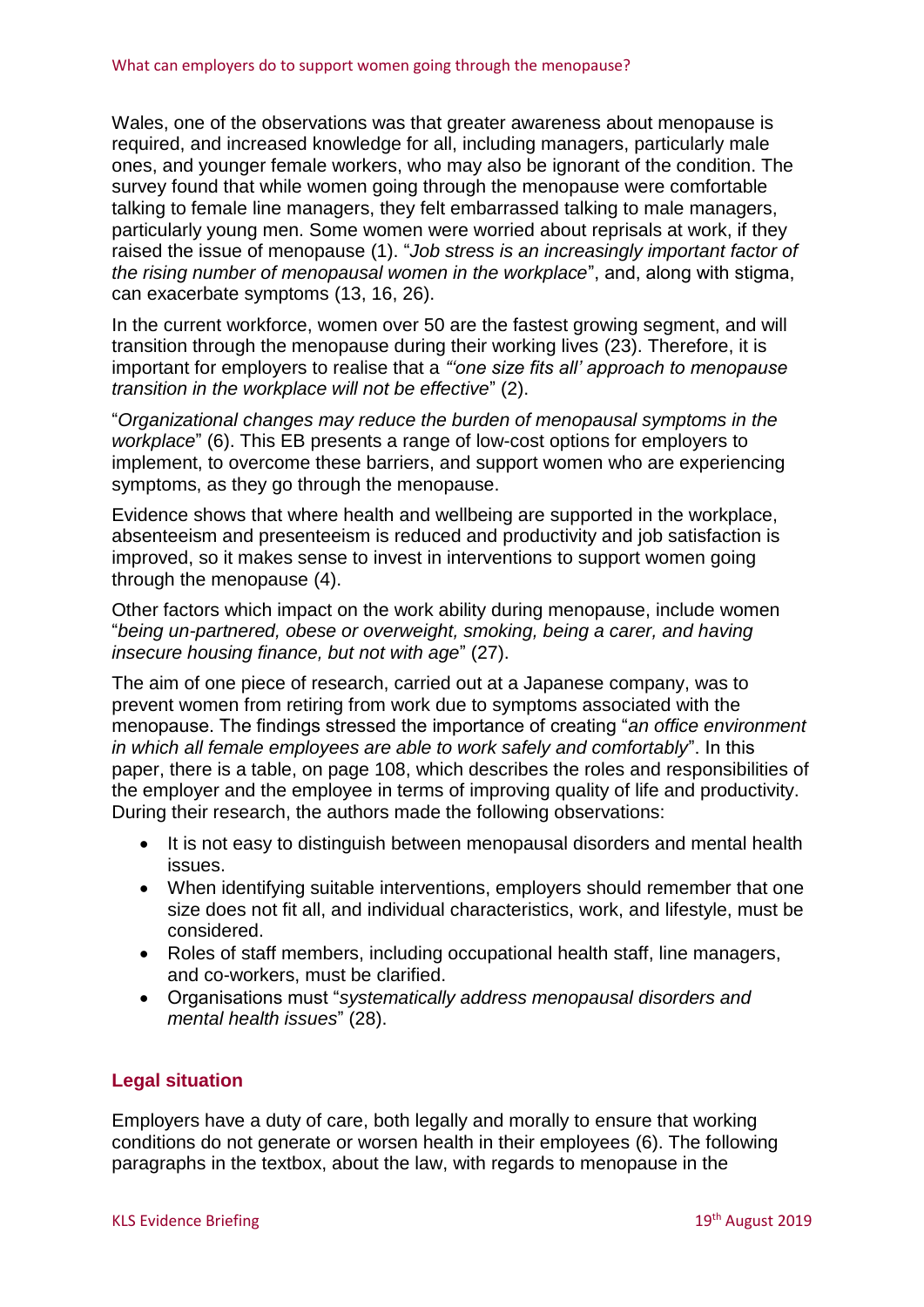Wales, one of the observations was that greater awareness about menopause is required, and increased knowledge for all, including managers, particularly male ones, and younger female workers, who may also be ignorant of the condition. The survey found that while women going through the menopause were comfortable talking to female line managers, they felt embarrassed talking to male managers, particularly young men. Some women were worried about reprisals at work, if they raised the issue of menopause (1). "*Job stress is an increasingly important factor of the rising number of menopausal women in the workplace*", and, along with stigma, can exacerbate symptoms (13, 16, 26).

In the current workforce, women over 50 are the fastest growing segment, and will transition through the menopause during their working lives (23). Therefore, it is important for employers to realise that a "*'one size fits all' approach to menopause transition in the workplace will not be effective*" (2).

"*Organizational changes may reduce the burden of menopausal symptoms in the workplace*" (6). This EB presents a range of low-cost options for employers to implement, to overcome these barriers, and support women who are experiencing symptoms, as they go through the menopause.

Evidence shows that where health and wellbeing are supported in the workplace, absenteeism and presenteeism is reduced and productivity and job satisfaction is improved, so it makes sense to invest in interventions to support women going through the menopause (4).

Other factors which impact on the work ability during menopause, include women "*being un-partnered, obese or overweight, smoking, being a carer, and having insecure housing finance, but not with age*" (27).

The aim of one piece of research, carried out at a Japanese company, was to prevent women from retiring from work due to symptoms associated with the menopause. The findings stressed the importance of creating "*an office environment in which all female employees are able to work safely and comfortably*". In this paper, there is a table, on page 108, which describes the roles and responsibilities of the employer and the employee in terms of improving quality of life and productivity. During their research, the authors made the following observations:

- It is not easy to distinguish between menopausal disorders and mental health issues.
- When identifying suitable interventions, employers should remember that one size does not fit all, and individual characteristics, work, and lifestyle, must be considered.
- Roles of staff members, including occupational health staff, line managers, and co-workers, must be clarified.
- Organisations must "*systematically address menopausal disorders and mental health issues*" (28).

## Legal situation

Employers have a duty of care, both legally and morally to ensure that working conditions do not generate or worsen health in their employees (6). The following paragraphs in the textbox, about the law, with regards to menopause in the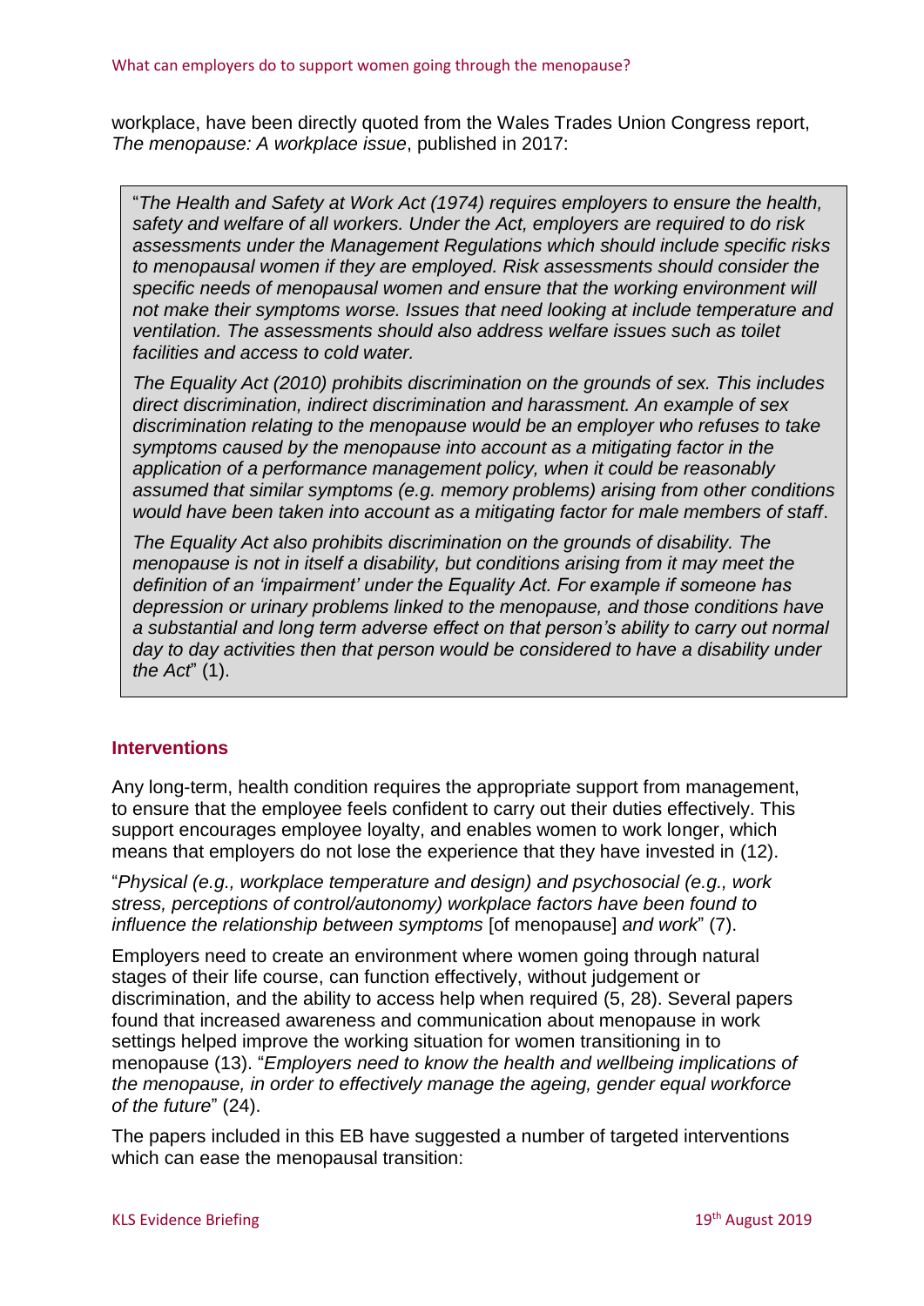workplace, have been directly quoted from the Wales Trades Union Congress report, *The menopause: A workplace issue*, published in 2017:

> "*The Health and Safety at Work Act (1974) requires employers to ensure the health, safety and welfare of all workers. Under the Act, employers are required to do risk assessments under the Management Regulations which should include specific risks to menopausal women if they are employed. Risk assessments should consider the specific needs of menopausal women and ensure that the working environment will not make their symptoms worse. Issues that need looking at include temperature and ventilation. The assessments should also address welfare issues such as toilet facilities and access to cold water.*
>
> *The Equality Act (2010) prohibits discrimination on the grounds of sex. This includes direct discrimination, indirect discrimination and harassment. An example of sex discrimination relating to the menopause would be an employer who refuses to take symptoms caused by the menopause into account as a mitigating factor in the application of a performance management policy, when it could be reasonably assumed that similar symptoms (e.g. memory problems) arising from other conditions would have been taken into account as a mitigating factor for male members of staff*.
>
> *The Equality Act also prohibits discrimination on the grounds of disability. The menopause is not in itself a disability, but conditions arising from it may meet the definition of an 'impairment' under the Equality Act. For example if someone has depression or urinary problems linked to the menopause, and those conditions have a substantial and long term adverse effect on that person's ability to carry out normal day to day activities then that person would be considered to have a disability under the Act*" (1).

## Interventions

Any long-term, health condition requires the appropriate support from management, to ensure that the employee feels confident to carry out their duties effectively. This support encourages employee loyalty, and enables women to work longer, which means that employers do not lose the experience that they have invested in (12).

"*Physical (e.g., workplace temperature and design) and psychosocial (e.g., work stress, perceptions of control/autonomy) workplace factors have been found to influence the relationship between symptoms* [of menopause] *and work*" (7).

Employers need to create an environment where women going through natural stages of their life course, can function effectively, without judgement or discrimination, and the ability to access help when required (5, 28). Several papers found that increased awareness and communication about menopause in work settings helped improve the working situation for women transitioning in to menopause (13). "*Employers need to know the health and wellbeing implications of the menopause, in order to effectively manage the ageing, gender equal workforce of the future*" (24).

The papers included in this EB have suggested a number of targeted interventions which can ease the menopausal transition: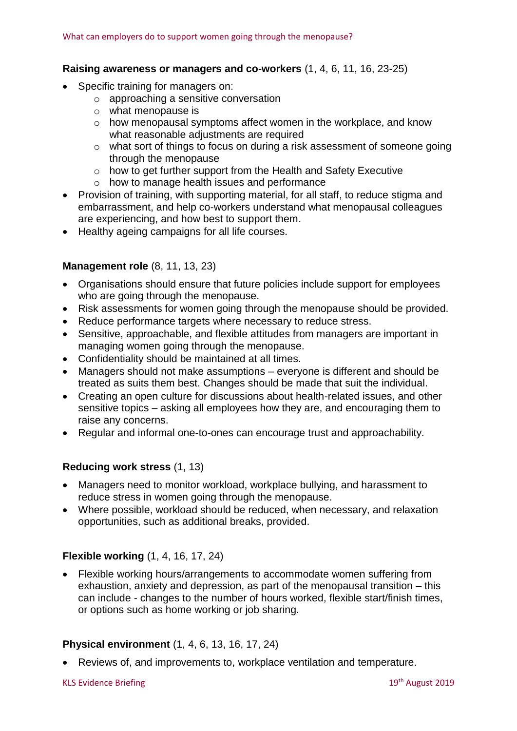**Raising awareness or managers and co-workers** (1, 4, 6, 11, 16, 23-25)

- Specific training for managers on:
  - approaching a sensitive conversation
  - what menopause is
  - how menopausal symptoms affect women in the workplace, and know what reasonable adjustments are required
  - what sort of things to focus on during a risk assessment of someone going through the menopause
  - how to get further support from the Health and Safety Executive
  - how to manage health issues and performance
- Provision of training, with supporting material, for all staff, to reduce stigma and embarrassment, and help co-workers understand what menopausal colleagues are experiencing, and how best to support them.
- Healthy ageing campaigns for all life courses.

**Management role** (8, 11, 13, 23)

- Organisations should ensure that future policies include support for employees who are going through the menopause.
- Risk assessments for women going through the menopause should be provided.
- Reduce performance targets where necessary to reduce stress.
- Sensitive, approachable, and flexible attitudes from managers are important in managing women going through the menopause.
- Confidentiality should be maintained at all times.
- Managers should not make assumptions – everyone is different and should be treated as suits them best. Changes should be made that suit the individual.
- Creating an open culture for discussions about health-related issues, and other sensitive topics – asking all employees how they are, and encouraging them to raise any concerns.
- Regular and informal one-to-ones can encourage trust and approachability.

**Reducing work stress** (1, 13)

- Managers need to monitor workload, workplace bullying, and harassment to reduce stress in women going through the menopause.
- Where possible, workload should be reduced, when necessary, and relaxation opportunities, such as additional breaks, provided.

**Flexible working** (1, 4, 16, 17, 24)

- Flexible working hours/arrangements to accommodate women suffering from exhaustion, anxiety and depression, as part of the menopausal transition – this can include - changes to the number of hours worked, flexible start/finish times, or options such as home working or job sharing.

**Physical environment** (1, 4, 6, 13, 16, 17, 24)

- Reviews of, and improvements to, workplace ventilation and temperature.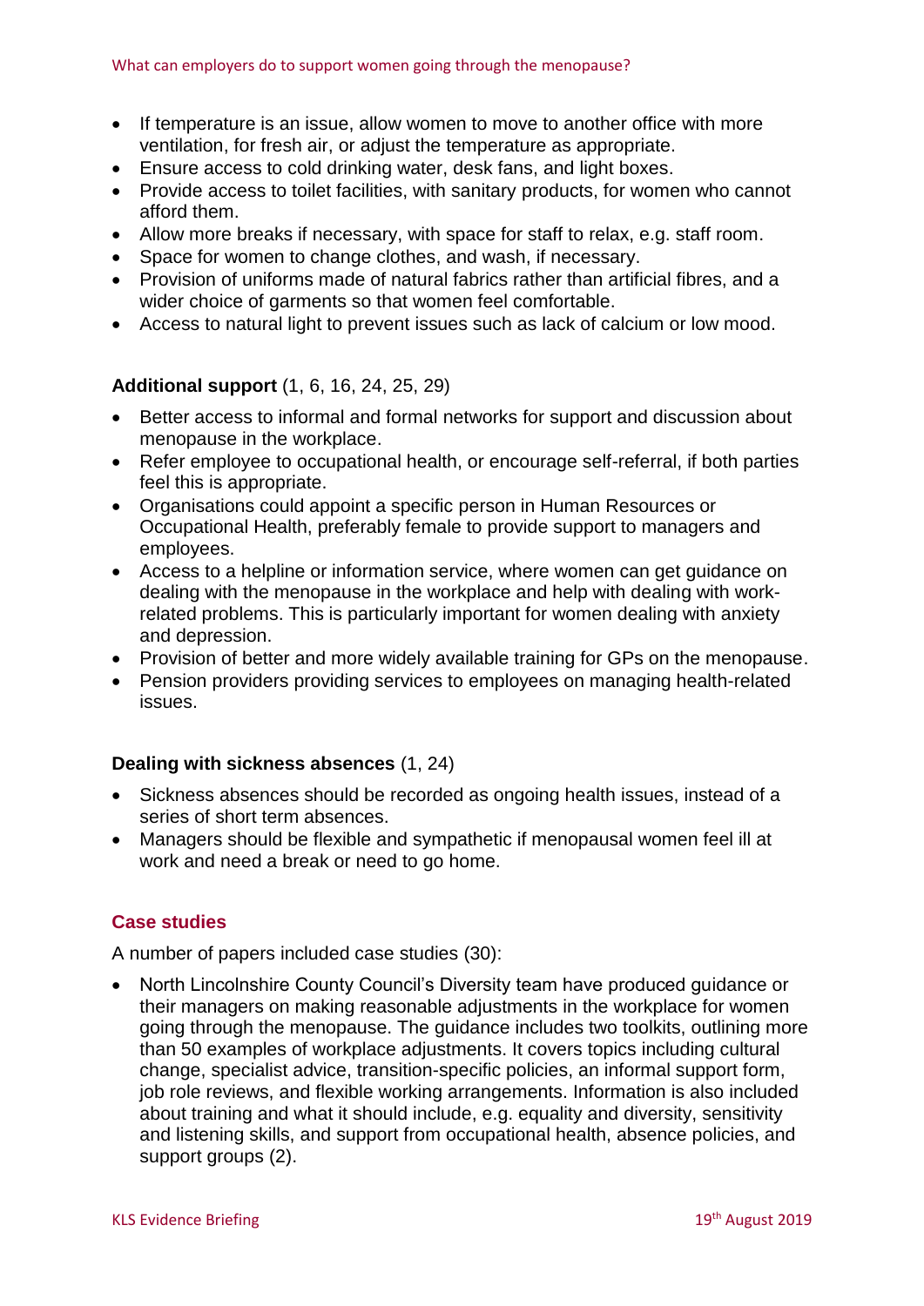- If temperature is an issue, allow women to move to another office with more ventilation, for fresh air, or adjust the temperature as appropriate.
- Ensure access to cold drinking water, desk fans, and light boxes.
- Provide access to toilet facilities, with sanitary products, for women who cannot afford them.
- Allow more breaks if necessary, with space for staff to relax, e.g. staff room.
- Space for women to change clothes, and wash, if necessary.
- Provision of uniforms made of natural fabrics rather than artificial fibres, and a wider choice of garments so that women feel comfortable.
- Access to natural light to prevent issues such as lack of calcium or low mood.

**Additional support** (1, 6, 16, 24, 25, 29)

- Better access to informal and formal networks for support and discussion about menopause in the workplace.
- Refer employee to occupational health, or encourage self-referral, if both parties feel this is appropriate.
- Organisations could appoint a specific person in Human Resources or Occupational Health, preferably female to provide support to managers and employees.
- Access to a helpline or information service, where women can get guidance on dealing with the menopause in the workplace and help with dealing with work-related problems. This is particularly important for women dealing with anxiety and depression.
- Provision of better and more widely available training for GPs on the menopause.
- Pension providers providing services to employees on managing health-related issues.

**Dealing with sickness absences** (1, 24)

- Sickness absences should be recorded as ongoing health issues, instead of a series of short term absences.
- Managers should be flexible and sympathetic if menopausal women feel ill at work and need a break or need to go home.

## Case studies

A number of papers included case studies (30):

- North Lincolnshire County Council's Diversity team have produced guidance or their managers on making reasonable adjustments in the workplace for women going through the menopause. The guidance includes two toolkits, outlining more than 50 examples of workplace adjustments. It covers topics including cultural change, specialist advice, transition-specific policies, an informal support form, job role reviews, and flexible working arrangements. Information is also included about training and what it should include, e.g. equality and diversity, sensitivity and listening skills, and support from occupational health, absence policies, and support groups (2).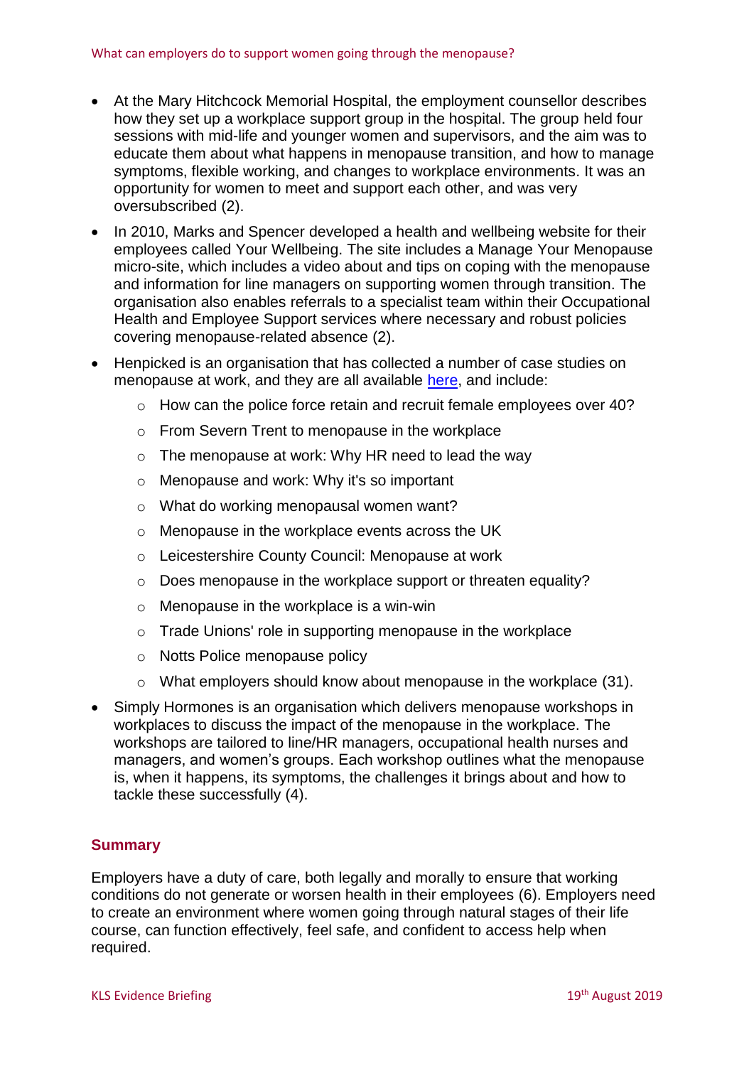- At the Mary Hitchcock Memorial Hospital, the employment counsellor describes how they set up a workplace support group in the hospital. The group held four sessions with mid-life and younger women and supervisors, and the aim was to educate them about what happens in menopause transition, and how to manage symptoms, flexible working, and changes to workplace environments. It was an opportunity for women to meet and support each other, and was very oversubscribed (2).
- In 2010, Marks and Spencer developed a health and wellbeing website for their employees called Your Wellbeing. The site includes a Manage Your Menopause micro-site, which includes a video about and tips on coping with the menopause and information for line managers on supporting women through transition. The organisation also enables referrals to a specialist team within their Occupational Health and Employee Support services where necessary and robust policies covering menopause-related absence (2).
- Henpicked is an organisation that has collected a number of case studies on menopause at work, and they are all available here, and include:
  - How can the police force retain and recruit female employees over 40?
  - From Severn Trent to menopause in the workplace
  - The menopause at work: Why HR need to lead the way
  - Menopause and work: Why it's so important
  - What do working menopausal women want?
  - Menopause in the workplace events across the UK
  - Leicestershire County Council: Menopause at work
  - Does menopause in the workplace support or threaten equality?
  - Menopause in the workplace is a win-win
  - Trade Unions' role in supporting menopause in the workplace
  - Notts Police menopause policy
  - What employers should know about menopause in the workplace (31).
- Simply Hormones is an organisation which delivers menopause workshops in workplaces to discuss the impact of the menopause in the workplace. The workshops are tailored to line/HR managers, occupational health nurses and managers, and women's groups. Each workshop outlines what the menopause is, when it happens, its symptoms, the challenges it brings about and how to tackle these successfully (4).

## Summary

Employers have a duty of care, both legally and morally to ensure that working conditions do not generate or worsen health in their employees (6). Employers need to create an environment where women going through natural stages of their life course, can function effectively, feel safe, and confident to access help when required.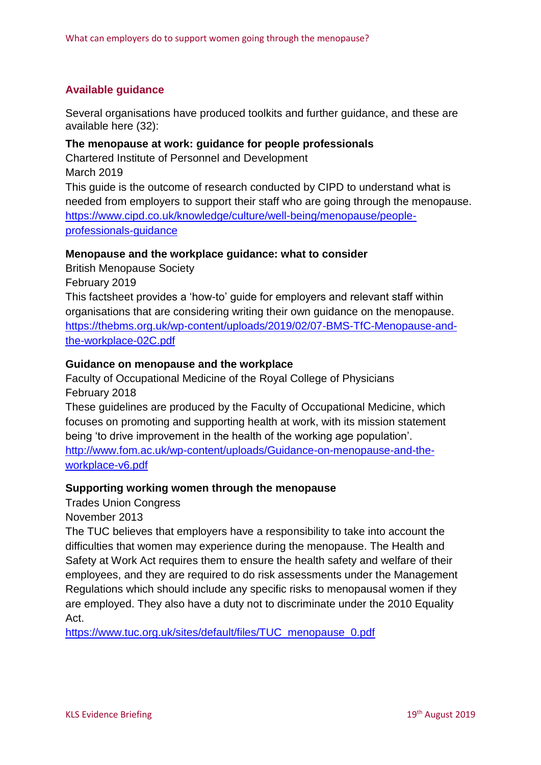## Available guidance

Several organisations have produced toolkits and further guidance, and these are available here (32):

**The menopause at work: guidance for people professionals**
Chartered Institute of Personnel and Development
March 2019
This guide is the outcome of research conducted by CIPD to understand what is needed from employers to support their staff who are going through the menopause.
https://www.cipd.co.uk/knowledge/culture/well-being/menopause/people-professionals-guidance

**Menopause and the workplace guidance: what to consider**
British Menopause Society
February 2019
This factsheet provides a 'how-to' guide for employers and relevant staff within organisations that are considering writing their own guidance on the menopause.
https://thebms.org.uk/wp-content/uploads/2019/02/07-BMS-TfC-Menopause-and-the-workplace-02C.pdf

**Guidance on menopause and the workplace**
Faculty of Occupational Medicine of the Royal College of Physicians
February 2018
These guidelines are produced by the Faculty of Occupational Medicine, which focuses on promoting and supporting health at work, with its mission statement being 'to drive improvement in the health of the working age population'.
http://www.fom.ac.uk/wp-content/uploads/Guidance-on-menopause-and-the-workplace-v6.pdf

**Supporting working women through the menopause**
Trades Union Congress
November 2013
The TUC believes that employers have a responsibility to take into account the difficulties that women may experience during the menopause. The Health and Safety at Work Act requires them to ensure the health safety and welfare of their employees, and they are required to do risk assessments under the Management Regulations which should include any specific risks to menopausal women if they are employed. They also have a duty not to discriminate under the 2010 Equality Act.
https://www.tuc.org.uk/sites/default/files/TUC_menopause_0.pdf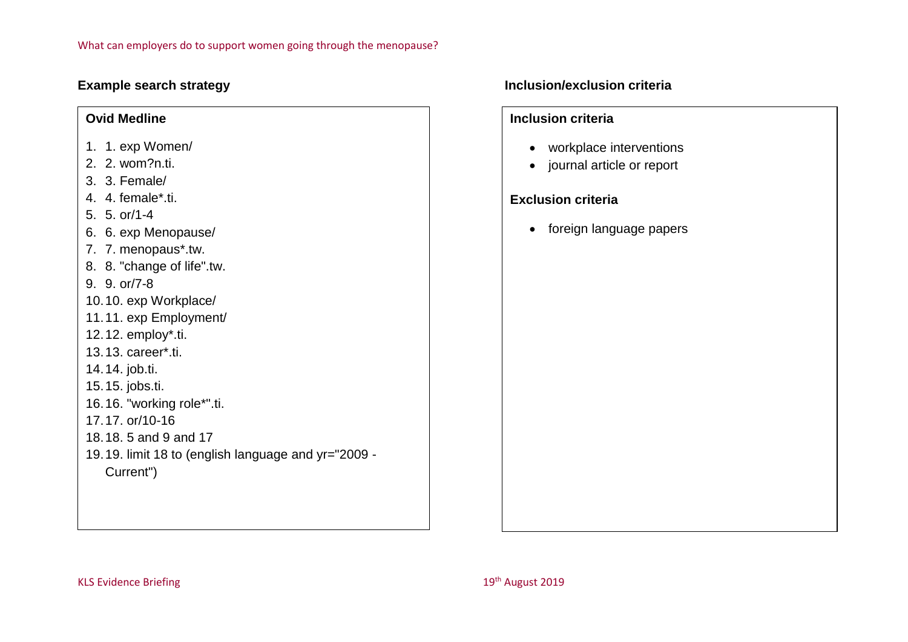## Example search strategy

**Ovid Medline**

1. 1. exp Women/
2. 2. wom?n.ti.
3. 3. Female/
4. 4. female*.ti.
5. 5. or/1-4
6. 6. exp Menopause/
7. 7. menopaus*.tw.
8. 8. "change of life".tw.
9. 9. or/7-8
10. 10. exp Workplace/
11. 11. exp Employment/
12. 12. employ*.ti.
13. 13. career*.ti.
14. 14. job.ti.
15. 15. jobs.ti.
16. 16. "working role*".ti.
17. 17. or/10-16
18. 18. 5 and 9 and 17
19. 19. limit 18 to (english language and yr="2009 - Current")

## Inclusion/exclusion criteria

**Inclusion criteria**

- workplace interventions
- journal article or report

**Exclusion criteria**

- foreign language papers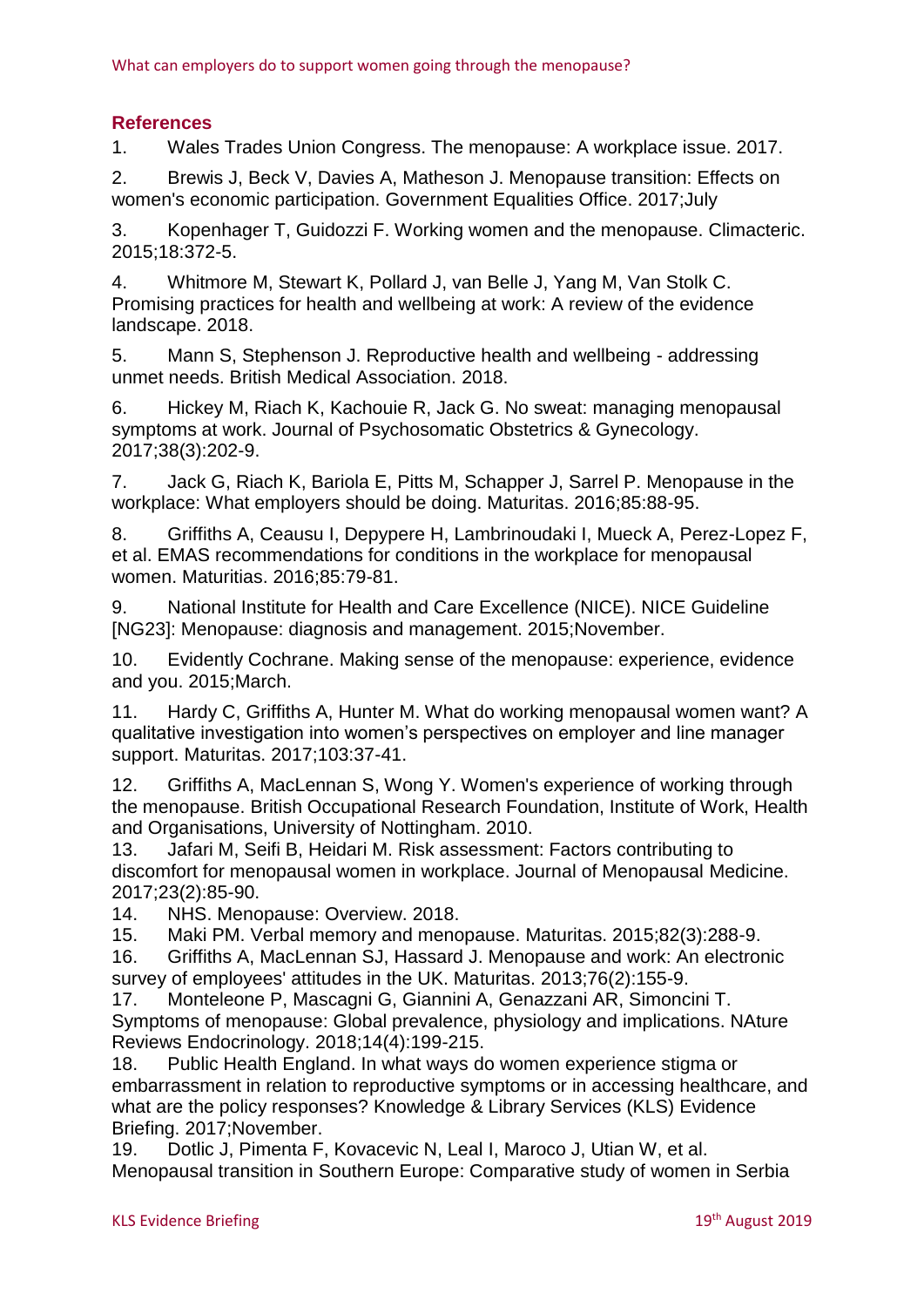## References

1. Wales Trades Union Congress. The menopause: A workplace issue. 2017.
2. Brewis J, Beck V, Davies A, Matheson J. Menopause transition: Effects on women's economic participation. Government Equalities Office. 2017;July
3. Kopenhager T, Guidozzi F. Working women and the menopause. Climacteric. 2015;18:372-5.
4. Whitmore M, Stewart K, Pollard J, van Belle J, Yang M, Van Stolk C. Promising practices for health and wellbeing at work: A review of the evidence landscape. 2018.
5. Mann S, Stephenson J. Reproductive health and wellbeing - addressing unmet needs. British Medical Association. 2018.
6. Hickey M, Riach K, Kachouie R, Jack G. No sweat: managing menopausal symptoms at work. Journal of Psychosomatic Obstetrics & Gynecology. 2017;38(3):202-9.
7. Jack G, Riach K, Bariola E, Pitts M, Schapper J, Sarrel P. Menopause in the workplace: What employers should be doing. Maturitas. 2016;85:88-95.
8. Griffiths A, Ceausu I, Depypere H, Lambrinoudaki I, Mueck A, Perez-Lopez F, et al. EMAS recommendations for conditions in the workplace for menopausal women. Maturitias. 2016;85:79-81.
9. National Institute for Health and Care Excellence (NICE). NICE Guideline [NG23]: Menopause: diagnosis and management. 2015;November.
10. Evidently Cochrane. Making sense of the menopause: experience, evidence and you. 2015;March.
11. Hardy C, Griffiths A, Hunter M. What do working menopausal women want? A qualitative investigation into women's perspectives on employer and line manager support. Maturitas. 2017;103:37-41.
12. Griffiths A, MacLennan S, Wong Y. Women's experience of working through the menopause. British Occupational Research Foundation, Institute of Work, Health and Organisations, University of Nottingham. 2010.
13. Jafari M, Seifi B, Heidari M. Risk assessment: Factors contributing to discomfort for menopausal women in workplace. Journal of Menopausal Medicine. 2017;23(2):85-90.
14. NHS. Menopause: Overview. 2018.
15. Maki PM. Verbal memory and menopause. Maturitas. 2015;82(3):288-9.
16. Griffiths A, MacLennan SJ, Hassard J. Menopause and work: An electronic survey of employees' attitudes in the UK. Maturitas. 2013;76(2):155-9.
17. Monteleone P, Mascagni G, Giannini A, Genazzani AR, Simoncini T. Symptoms of menopause: Global prevalence, physiology and implications. NAture Reviews Endocrinology. 2018;14(4):199-215.
18. Public Health England. In what ways do women experience stigma or embarrassment in relation to reproductive symptoms or in accessing healthcare, and what are the policy responses? Knowledge & Library Services (KLS) Evidence Briefing. 2017;November.
19. Dotlic J, Pimenta F, Kovacevic N, Leal I, Maroco J, Utian W, et al. Menopausal transition in Southern Europe: Comparative study of women in Serbia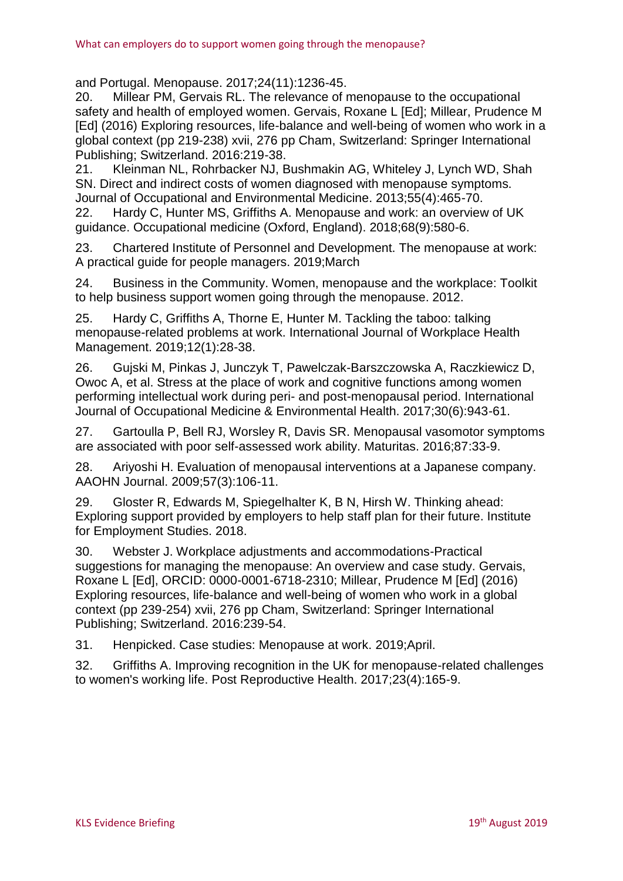and Portugal. Menopause. 2017;24(11):1236-45.

20. Millear PM, Gervais RL. The relevance of menopause to the occupational safety and health of employed women. Gervais, Roxane L [Ed]; Millear, Prudence M [Ed] (2016) Exploring resources, life-balance and well-being of women who work in a global context (pp 219-238) xvii, 276 pp Cham, Switzerland: Springer International Publishing; Switzerland. 2016:219-38.

21. Kleinman NL, Rohrbacker NJ, Bushmakin AG, Whiteley J, Lynch WD, Shah SN. Direct and indirect costs of women diagnosed with menopause symptoms. Journal of Occupational and Environmental Medicine. 2013;55(4):465-70.

22. Hardy C, Hunter MS, Griffiths A. Menopause and work: an overview of UK guidance. Occupational medicine (Oxford, England). 2018;68(9):580-6.

23. Chartered Institute of Personnel and Development. The menopause at work: A practical guide for people managers. 2019;March

24. Business in the Community. Women, menopause and the workplace: Toolkit to help business support women going through the menopause. 2012.

25. Hardy C, Griffiths A, Thorne E, Hunter M. Tackling the taboo: talking menopause-related problems at work. International Journal of Workplace Health Management. 2019;12(1):28-38.

26. Gujski M, Pinkas J, Junczyk T, Pawelczak-Barszczowska A, Raczkiewicz D, Owoc A, et al. Stress at the place of work and cognitive functions among women performing intellectual work during peri- and post-menopausal period. International Journal of Occupational Medicine & Environmental Health. 2017;30(6):943-61.

27. Gartoulla P, Bell RJ, Worsley R, Davis SR. Menopausal vasomotor symptoms are associated with poor self-assessed work ability. Maturitas. 2016;87:33-9.

28. Ariyoshi H. Evaluation of menopausal interventions at a Japanese company. AAOHN Journal. 2009;57(3):106-11.

29. Gloster R, Edwards M, Spiegelhalter K, B N, Hirsh W. Thinking ahead: Exploring support provided by employers to help staff plan for their future. Institute for Employment Studies. 2018.

30. Webster J. Workplace adjustments and accommodations-Practical suggestions for managing the menopause: An overview and case study. Gervais, Roxane L [Ed], ORCID: 0000-0001-6718-2310; Millear, Prudence M [Ed] (2016) Exploring resources, life-balance and well-being of women who work in a global context (pp 239-254) xvii, 276 pp Cham, Switzerland: Springer International Publishing; Switzerland. 2016:239-54.

31. Henpicked. Case studies: Menopause at work. 2019;April.

32. Griffiths A. Improving recognition in the UK for menopause-related challenges to women's working life. Post Reproductive Health. 2017;23(4):165-9.